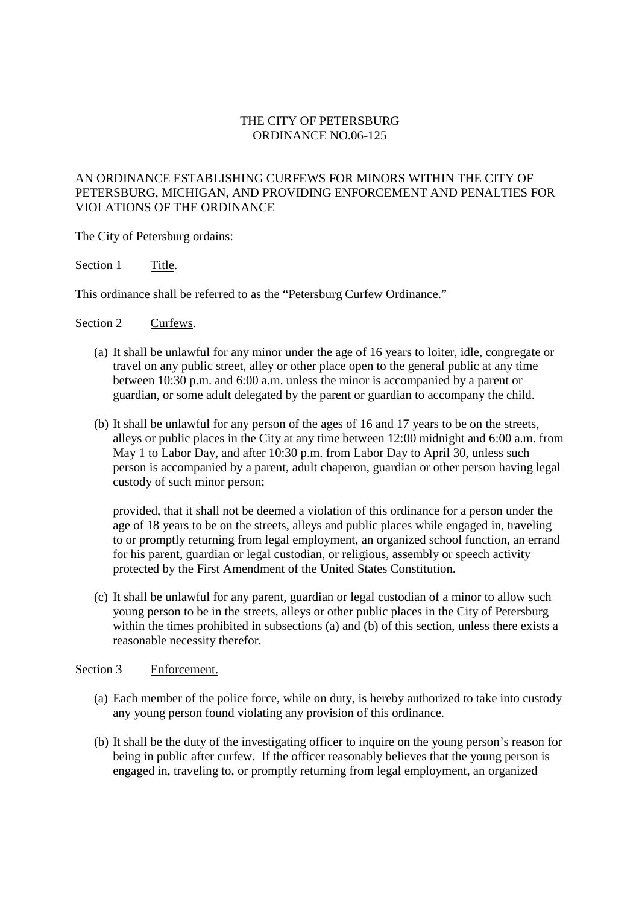# THE CITY OF PETERSBURG
## ORDINANCE NO.06-125

AN ORDINANCE ESTABLISHING CURFEWS FOR MINORS WITHIN THE CITY OF PETERSBURG, MICHIGAN, AND PROVIDING ENFORCEMENT AND PENALTIES FOR VIOLATIONS OF THE ORDINANCE

The City of Petersburg ordains:

Section 1 Title.

This ordinance shall be referred to as the "Petersburg Curfew Ordinance."

Section 2 Curfews.

(a) It shall be unlawful for any minor under the age of 16 years to loiter, idle, congregate or travel on any public street, alley or other place open to the general public at any time between 10:30 p.m. and 6:00 a.m. unless the minor is accompanied by a parent or guardian, or some adult delegated by the parent or guardian to accompany the child.

(b) It shall be unlawful for any person of the ages of 16 and 17 years to be on the streets, alleys or public places in the City at any time between 12:00 midnight and 6:00 a.m. from May 1 to Labor Day, and after 10:30 p.m. from Labor Day to April 30, unless such person is accompanied by a parent, adult chaperon, guardian or other person having legal custody of such minor person;

provided, that it shall not be deemed a violation of this ordinance for a person under the age of 18 years to be on the streets, alleys and public places while engaged in, traveling to or promptly returning from legal employment, an organized school function, an errand for his parent, guardian or legal custodian, or religious, assembly or speech activity protected by the First Amendment of the United States Constitution.

(c) It shall be unlawful for any parent, guardian or legal custodian of a minor to allow such young person to be in the streets, alleys or other public places in the City of Petersburg within the times prohibited in subsections (a) and (b) of this section, unless there exists a reasonable necessity therefor.

Section 3 Enforcement.

(a) Each member of the police force, while on duty, is hereby authorized to take into custody any young person found violating any provision of this ordinance.

(b) It shall be the duty of the investigating officer to inquire on the young person's reason for being in public after curfew. If the officer reasonably believes that the young person is engaged in, traveling to, or promptly returning from legal employment, an organized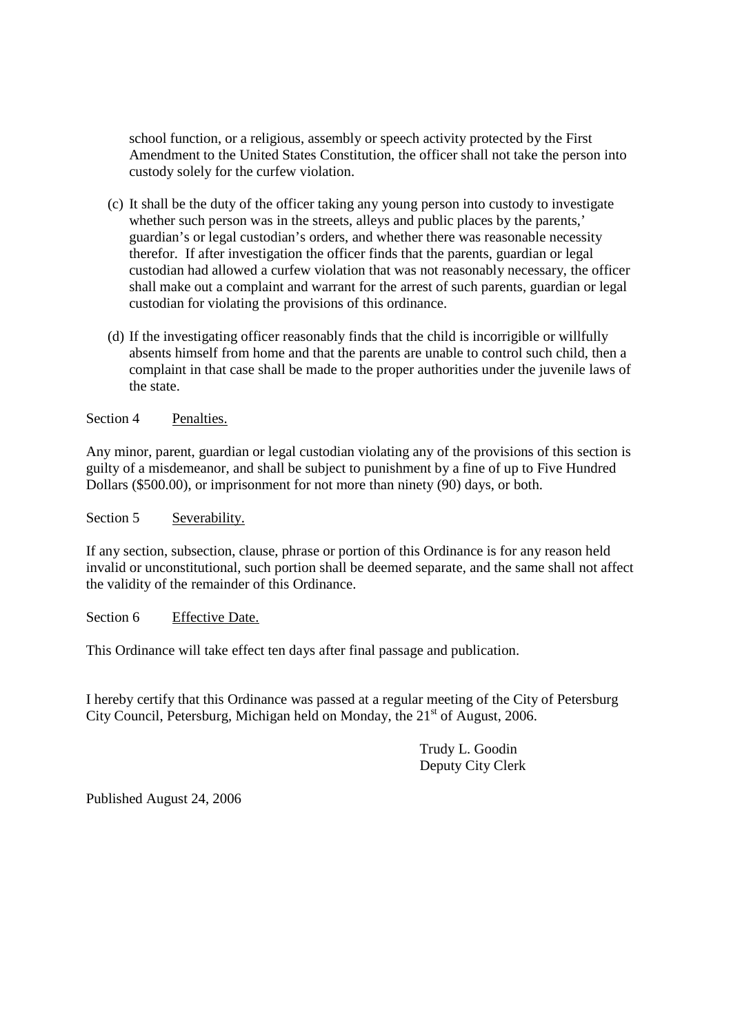school function, or a religious, assembly or speech activity protected by the First Amendment to the United States Constitution, the officer shall not take the person into custody solely for the curfew violation.

(c) It shall be the duty of the officer taking any young person into custody to investigate whether such person was in the streets, alleys and public places by the parents,' guardian's or legal custodian's orders, and whether there was reasonable necessity therefor. If after investigation the officer finds that the parents, guardian or legal custodian had allowed a curfew violation that was not reasonably necessary, the officer shall make out a complaint and warrant for the arrest of such parents, guardian or legal custodian for violating the provisions of this ordinance.

(d) If the investigating officer reasonably finds that the child is incorrigible or willfully absents himself from home and that the parents are unable to control such child, then a complaint in that case shall be made to the proper authorities under the juvenile laws of the state.

Section 4 Penalties.

Any minor, parent, guardian or legal custodian violating any of the provisions of this section is guilty of a misdemeanor, and shall be subject to punishment by a fine of up to Five Hundred Dollars ($500.00), or imprisonment for not more than ninety (90) days, or both.

Section 5 Severability.

If any section, subsection, clause, phrase or portion of this Ordinance is for any reason held invalid or unconstitutional, such portion shall be deemed separate, and the same shall not affect the validity of the remainder of this Ordinance.

Section 6 Effective Date.

This Ordinance will take effect ten days after final passage and publication.

I hereby certify that this Ordinance was passed at a regular meeting of the City of Petersburg City Council, Petersburg, Michigan held on Monday, the 21st of August, 2006.

Trudy L. Goodin
Deputy City Clerk

Published August 24, 2006